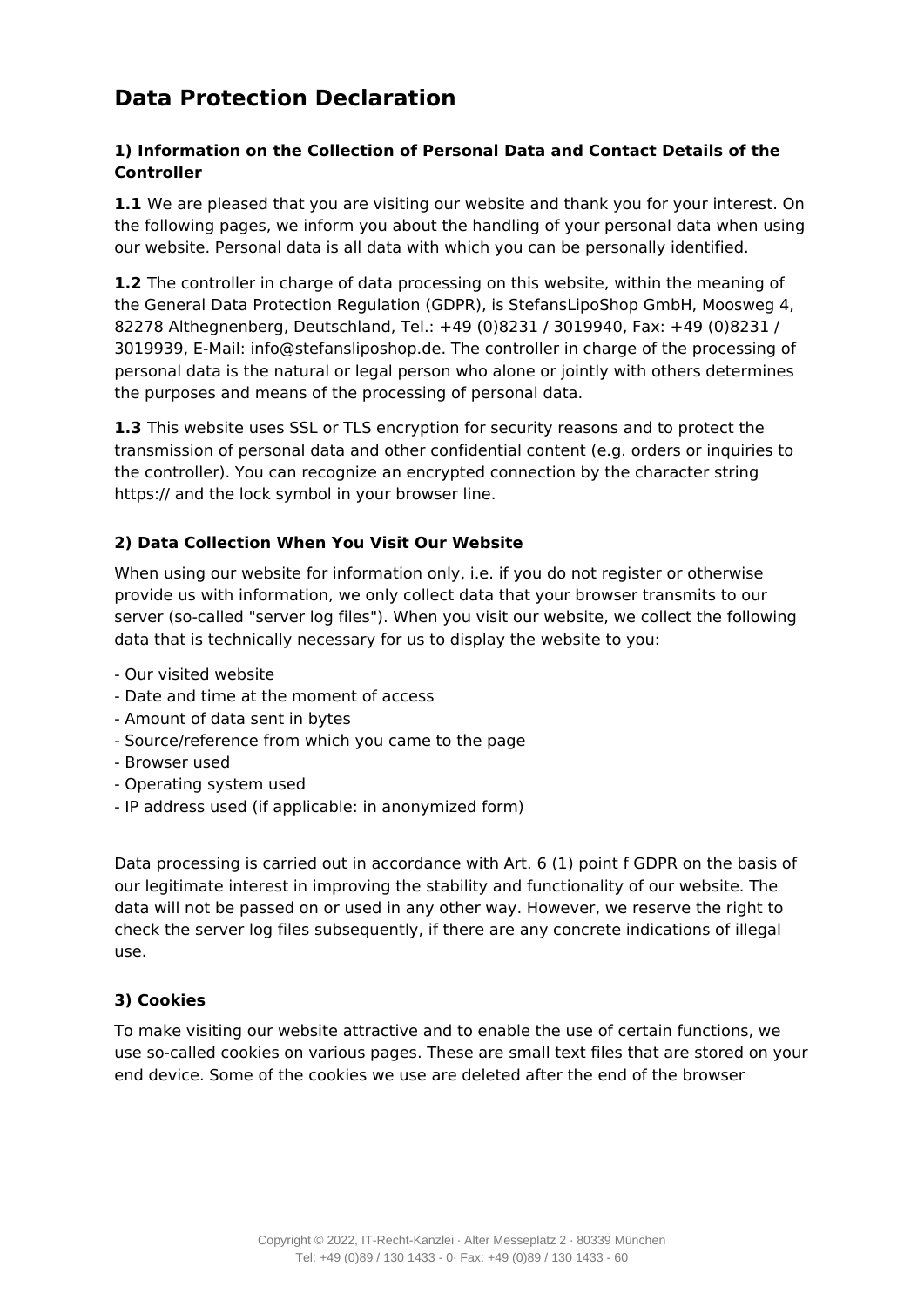# Data Protection Declaration

### 1) Information on the Collection of Personal Data and Contact Details of the Controller

**1.1** We are pleased that you are visiting our website and thank you for your interest. On the following pages, we inform you about the handling of your personal data when using our website. Personal data is all data with which you can be personally identified.

**1.2** The controller in charge of data processing on this website, within the meaning of the General Data Protection Regulation (GDPR), is StefansLipoShop GmbH, Moosweg 4, 82278 Althegnenberg, Deutschland, Tel.: +49 (0)8231 / 3019940, Fax: +49 (0)8231 / 3019939, E-Mail: info@stefansliposhop.de. The controller in charge of the processing of personal data is the natural or legal person who alone or jointly with others determines the purposes and means of the processing of personal data.

**1.3** This website uses SSL or TLS encryption for security reasons and to protect the transmission of personal data and other confidential content (e.g. orders or inquiries to the controller). You can recognize an encrypted connection by the character string https:// and the lock symbol in your browser line.

### 2) Data Collection When You Visit Our Website

When using our website for information only, i.e. if you do not register or otherwise provide us with information, we only collect data that your browser transmits to our server (so-called "server log files"). When you visit our website, we collect the following data that is technically necessary for us to display the website to you:

- Our visited website
- Date and time at the moment of access
- Amount of data sent in bytes
- Source/reference from which you came to the page
- Browser used
- Operating system used
- IP address used (if applicable: in anonymized form)

Data processing is carried out in accordance with Art. 6 (1) point f GDPR on the basis of our legitimate interest in improving the stability and functionality of our website. The data will not be passed on or used in any other way. However, we reserve the right to check the server log files subsequently, if there are any concrete indications of illegal use.

### 3) Cookies

To make visiting our website attractive and to enable the use of certain functions, we use so-called cookies on various pages. These are small text files that are stored on your end device. Some of the cookies we use are deleted after the end of the browser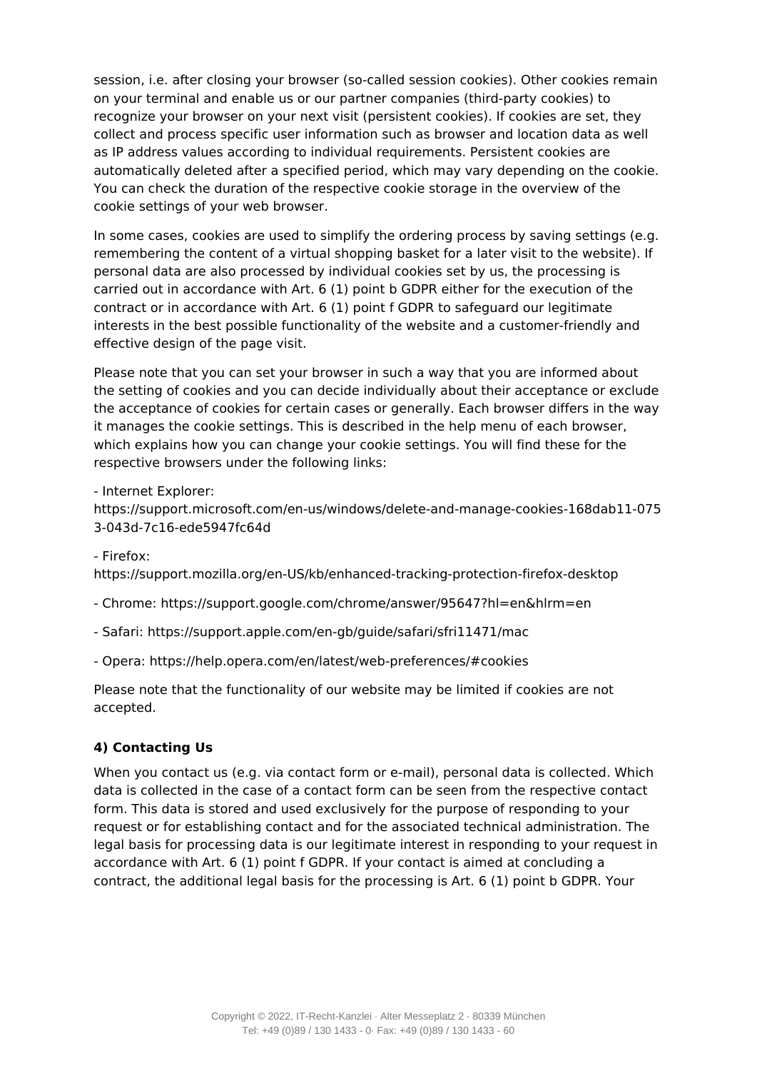session, i.e. after closing your browser (so-called session cookies). Other cookies remain on your terminal and enable us or our partner companies (third-party cookies) to recognize your browser on your next visit (persistent cookies). If cookies are set, they collect and process specific user information such as browser and location data as well as IP address values according to individual requirements. Persistent cookies are automatically deleted after a specified period, which may vary depending on the cookie. You can check the duration of the respective cookie storage in the overview of the cookie settings of your web browser.

In some cases, cookies are used to simplify the ordering process by saving settings (e.g. remembering the content of a virtual shopping basket for a later visit to the website). If personal data are also processed by individual cookies set by us, the processing is carried out in accordance with Art. 6 (1) point b GDPR either for the execution of the contract or in accordance with Art. 6 (1) point f GDPR to safeguard our legitimate interests in the best possible functionality of the website and a customer-friendly and effective design of the page visit.

Please note that you can set your browser in such a way that you are informed about the setting of cookies and you can decide individually about their acceptance or exclude the acceptance of cookies for certain cases or generally. Each browser differs in the way it manages the cookie settings. This is described in the help menu of each browser, which explains how you can change your cookie settings. You will find these for the respective browsers under the following links:

- Internet Explorer: https://support.microsoft.com/en-us/windows/delete-and-manage-cookies-168dab11-0753-043d-7c16-ede5947fc64d

- Firefox: https://support.mozilla.org/en-US/kb/enhanced-tracking-protection-firefox-desktop

- Chrome: https://support.google.com/chrome/answer/95647?hl=en&hlrm=en

- Safari: https://support.apple.com/en-gb/guide/safari/sfri11471/mac

- Opera: https://help.opera.com/en/latest/web-preferences/#cookies

Please note that the functionality of our website may be limited if cookies are not accepted.

**4) Contacting Us**

When you contact us (e.g. via contact form or e-mail), personal data is collected. Which data is collected in the case of a contact form can be seen from the respective contact form. This data is stored and used exclusively for the purpose of responding to your request or for establishing contact and for the associated technical administration. The legal basis for processing data is our legitimate interest in responding to your request in accordance with Art. 6 (1) point f GDPR. If your contact is aimed at concluding a contract, the additional legal basis for the processing is Art. 6 (1) point b GDPR. Your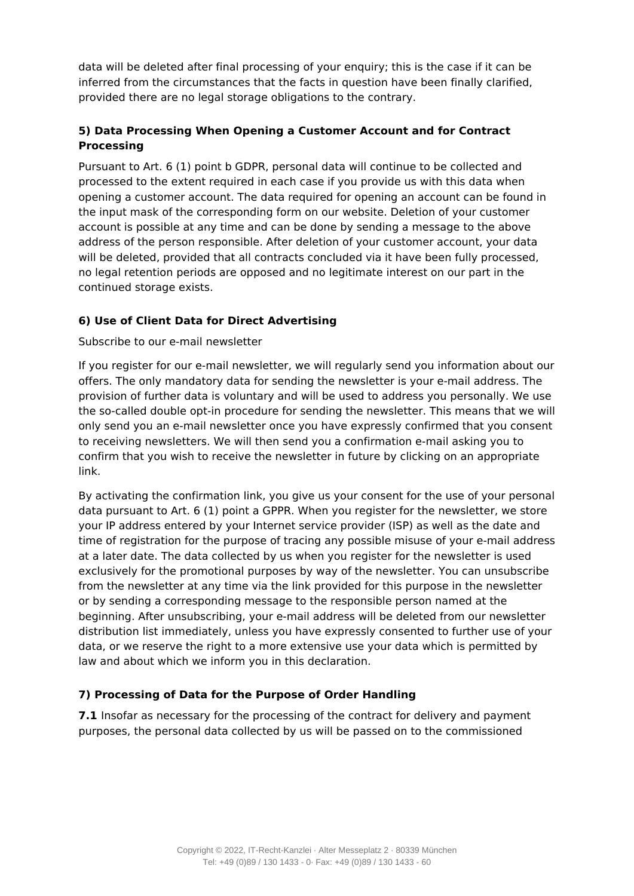data will be deleted after final processing of your enquiry; this is the case if it can be inferred from the circumstances that the facts in question have been finally clarified, provided there are no legal storage obligations to the contrary.

### 5) Data Processing When Opening a Customer Account and for Contract Processing

Pursuant to Art. 6 (1) point b GDPR, personal data will continue to be collected and processed to the extent required in each case if you provide us with this data when opening a customer account. The data required for opening an account can be found in the input mask of the corresponding form on our website. Deletion of your customer account is possible at any time and can be done by sending a message to the above address of the person responsible. After deletion of your customer account, your data will be deleted, provided that all contracts concluded via it have been fully processed, no legal retention periods are opposed and no legitimate interest on our part in the continued storage exists.

### 6) Use of Client Data for Direct Advertising

Subscribe to our e-mail newsletter

If you register for our e-mail newsletter, we will regularly send you information about our offers. The only mandatory data for sending the newsletter is your e-mail address. The provision of further data is voluntary and will be used to address you personally. We use the so-called double opt-in procedure for sending the newsletter. This means that we will only send you an e-mail newsletter once you have expressly confirmed that you consent to receiving newsletters. We will then send you a confirmation e-mail asking you to confirm that you wish to receive the newsletter in future by clicking on an appropriate link.

By activating the confirmation link, you give us your consent for the use of your personal data pursuant to Art. 6 (1) point a GPPR. When you register for the newsletter, we store your IP address entered by your Internet service provider (ISP) as well as the date and time of registration for the purpose of tracing any possible misuse of your e-mail address at a later date. The data collected by us when you register for the newsletter is used exclusively for the promotional purposes by way of the newsletter. You can unsubscribe from the newsletter at any time via the link provided for this purpose in the newsletter or by sending a corresponding message to the responsible person named at the beginning. After unsubscribing, your e-mail address will be deleted from our newsletter distribution list immediately, unless you have expressly consented to further use of your data, or we reserve the right to a more extensive use your data which is permitted by law and about which we inform you in this declaration.

### 7) Processing of Data for the Purpose of Order Handling

**7.1** Insofar as necessary for the processing of the contract for delivery and payment purposes, the personal data collected by us will be passed on to the commissioned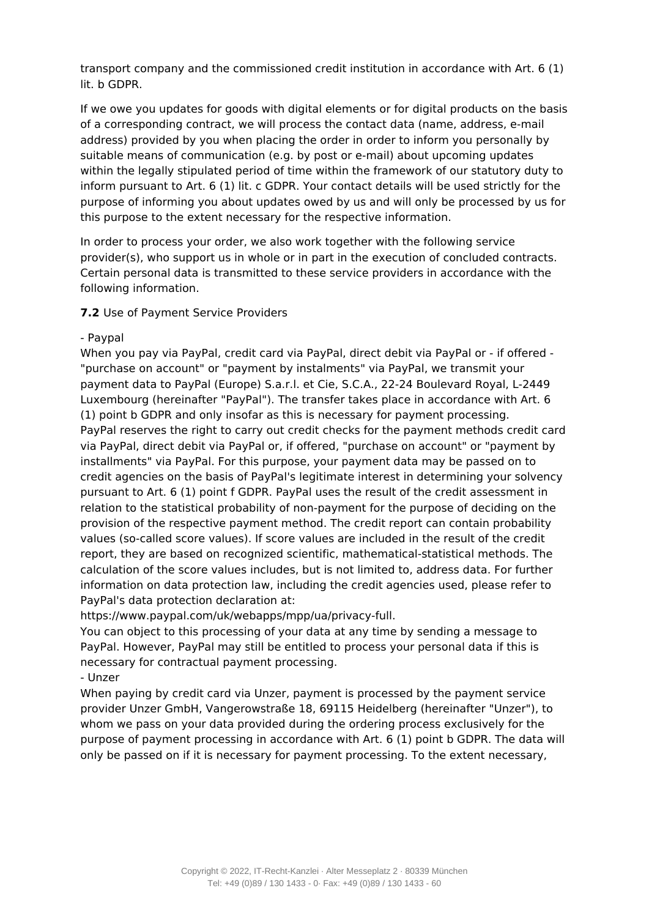transport company and the commissioned credit institution in accordance with Art. 6 (1) lit. b GDPR.

If we owe you updates for goods with digital elements or for digital products on the basis of a corresponding contract, we will process the contact data (name, address, e-mail address) provided by you when placing the order in order to inform you personally by suitable means of communication (e.g. by post or e-mail) about upcoming updates within the legally stipulated period of time within the framework of our statutory duty to inform pursuant to Art. 6 (1) lit. c GDPR. Your contact details will be used strictly for the purpose of informing you about updates owed by us and will only be processed by us for this purpose to the extent necessary for the respective information.

In order to process your order, we also work together with the following service provider(s), who support us in whole or in part in the execution of concluded contracts. Certain personal data is transmitted to these service providers in accordance with the following information.

**7.2** Use of Payment Service Providers

- Paypal

When you pay via PayPal, credit card via PayPal, direct debit via PayPal or - if offered - "purchase on account" or "payment by instalments" via PayPal, we transmit your payment data to PayPal (Europe) S.a.r.l. et Cie, S.C.A., 22-24 Boulevard Royal, L-2449 Luxembourg (hereinafter "PayPal"). The transfer takes place in accordance with Art. 6 (1) point b GDPR and only insofar as this is necessary for payment processing.
PayPal reserves the right to carry out credit checks for the payment methods credit card via PayPal, direct debit via PayPal or, if offered, "purchase on account" or "payment by installments" via PayPal. For this purpose, your payment data may be passed on to credit agencies on the basis of PayPal's legitimate interest in determining your solvency pursuant to Art. 6 (1) point f GDPR. PayPal uses the result of the credit assessment in relation to the statistical probability of non-payment for the purpose of deciding on the provision of the respective payment method. The credit report can contain probability values (so-called score values). If score values are included in the result of the credit report, they are based on recognized scientific, mathematical-statistical methods. The calculation of the score values includes, but is not limited to, address data. For further information on data protection law, including the credit agencies used, please refer to PayPal's data protection declaration at:
https://www.paypal.com/uk/webapps/mpp/ua/privacy-full.
You can object to this processing of your data at any time by sending a message to PayPal. However, PayPal may still be entitled to process your personal data if this is necessary for contractual payment processing.

- Unzer

When paying by credit card via Unzer, payment is processed by the payment service provider Unzer GmbH, Vangerowstraße 18, 69115 Heidelberg (hereinafter "Unzer"), to whom we pass on your data provided during the ordering process exclusively for the purpose of payment processing in accordance with Art. 6 (1) point b GDPR. The data will only be passed on if it is necessary for payment processing. To the extent necessary,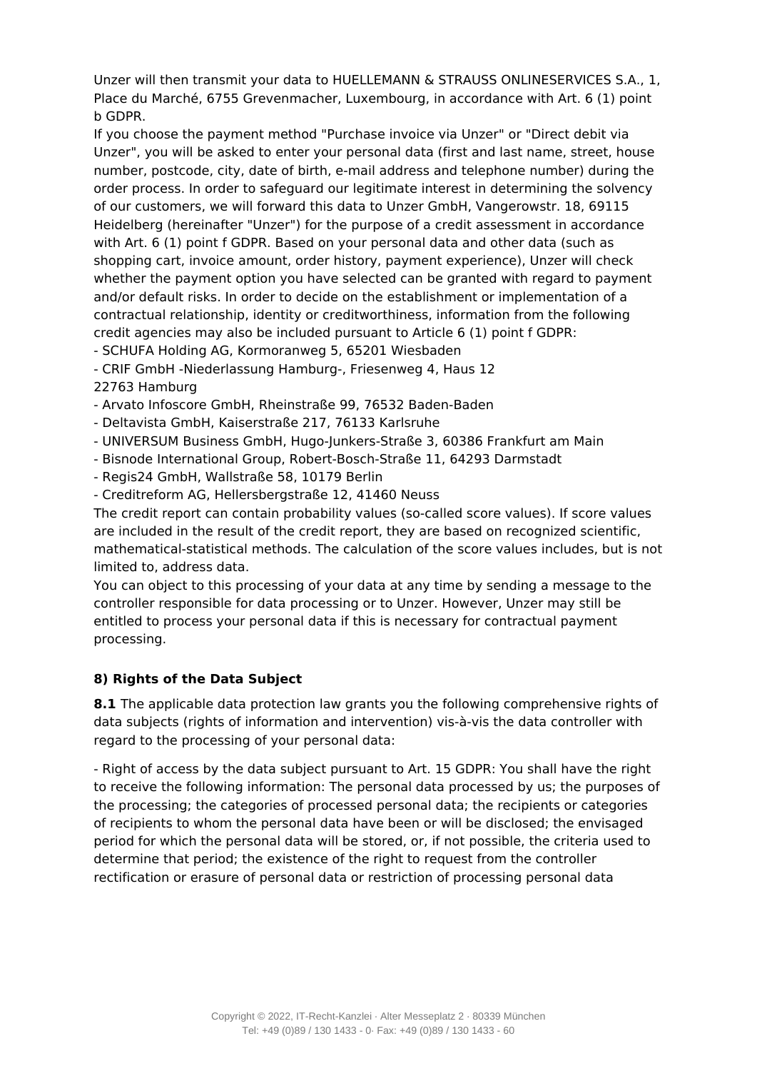Unzer will then transmit your data to HUELLEMANN & STRAUSS ONLINESERVICES S.A., 1, Place du Marché, 6755 Grevenmacher, Luxembourg, in accordance with Art. 6 (1) point b GDPR.

If you choose the payment method "Purchase invoice via Unzer" or "Direct debit via Unzer", you will be asked to enter your personal data (first and last name, street, house number, postcode, city, date of birth, e-mail address and telephone number) during the order process. In order to safeguard our legitimate interest in determining the solvency of our customers, we will forward this data to Unzer GmbH, Vangerowstr. 18, 69115 Heidelberg (hereinafter "Unzer") for the purpose of a credit assessment in accordance with Art. 6 (1) point f GDPR. Based on your personal data and other data (such as shopping cart, invoice amount, order history, payment experience), Unzer will check whether the payment option you have selected can be granted with regard to payment and/or default risks. In order to decide on the establishment or implementation of a contractual relationship, identity or creditworthiness, information from the following credit agencies may also be included pursuant to Article 6 (1) point f GDPR:

- SCHUFA Holding AG, Kormoranweg 5, 65201 Wiesbaden
- CRIF GmbH -Niederlassung Hamburg-, Friesenweg 4, Haus 12
22763 Hamburg
- Arvato Infoscore GmbH, Rheinstraße 99, 76532 Baden-Baden
- Deltavista GmbH, Kaiserstraße 217, 76133 Karlsruhe
- UNIVERSUM Business GmbH, Hugo-Junkers-Straße 3, 60386 Frankfurt am Main
- Bisnode International Group, Robert-Bosch-Straße 11, 64293 Darmstadt
- Regis24 GmbH, Wallstraße 58, 10179 Berlin
- Creditreform AG, Hellersbergstraße 12, 41460 Neuss

The credit report can contain probability values (so-called score values). If score values are included in the result of the credit report, they are based on recognized scientific, mathematical-statistical methods. The calculation of the score values includes, but is not limited to, address data.

You can object to this processing of your data at any time by sending a message to the controller responsible for data processing or to Unzer. However, Unzer may still be entitled to process your personal data if this is necessary for contractual payment processing.

### 8) Rights of the Data Subject

**8.1** The applicable data protection law grants you the following comprehensive rights of data subjects (rights of information and intervention) vis-à-vis the data controller with regard to the processing of your personal data:

- Right of access by the data subject pursuant to Art. 15 GDPR: You shall have the right to receive the following information: The personal data processed by us; the purposes of the processing; the categories of processed personal data; the recipients or categories of recipients to whom the personal data have been or will be disclosed; the envisaged period for which the personal data will be stored, or, if not possible, the criteria used to determine that period; the existence of the right to request from the controller rectification or erasure of personal data or restriction of processing personal data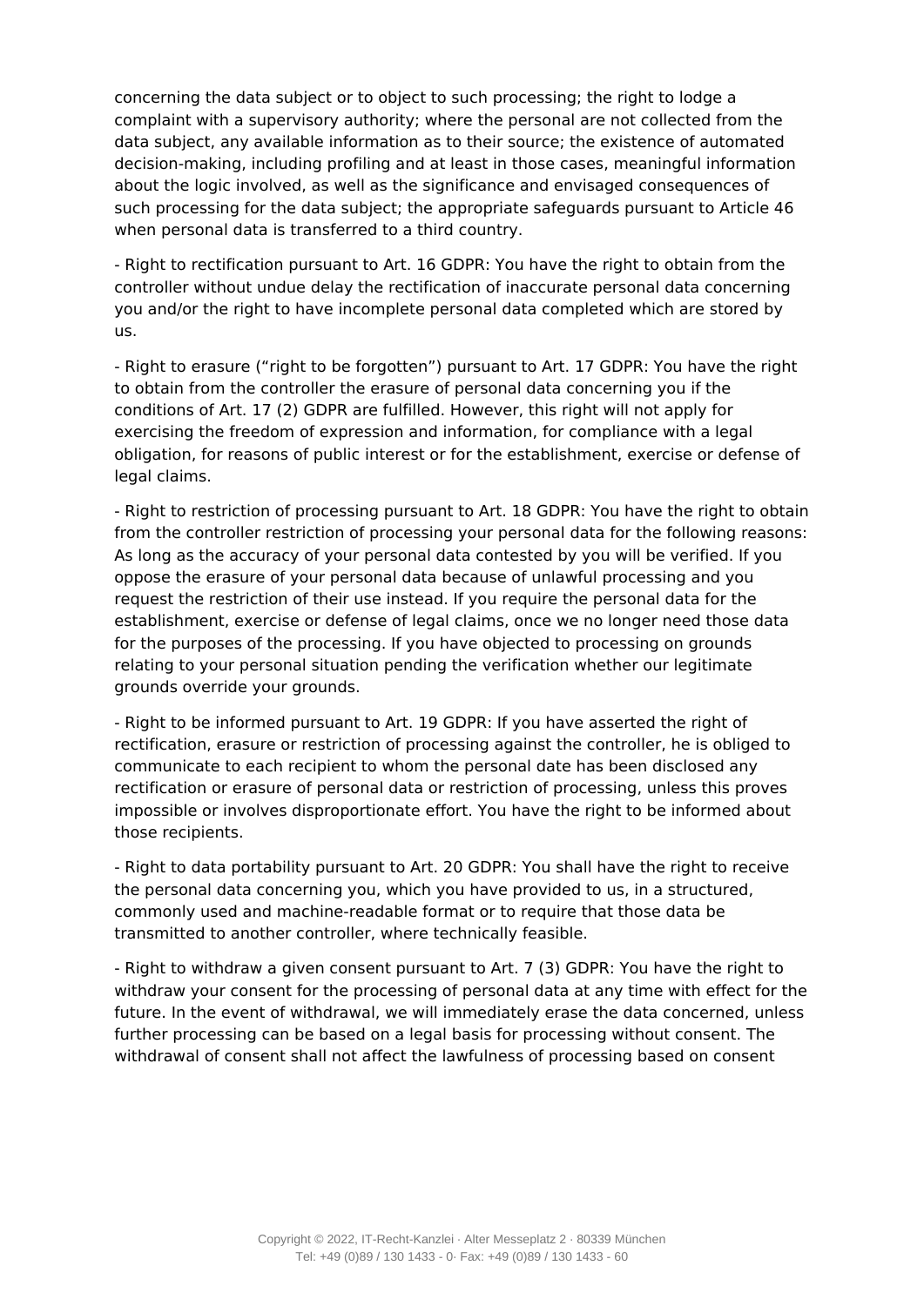concerning the data subject or to object to such processing; the right to lodge a complaint with a supervisory authority; where the personal are not collected from the data subject, any available information as to their source; the existence of automated decision-making, including profiling and at least in those cases, meaningful information about the logic involved, as well as the significance and envisaged consequences of such processing for the data subject; the appropriate safeguards pursuant to Article 46 when personal data is transferred to a third country.

- Right to rectification pursuant to Art. 16 GDPR: You have the right to obtain from the controller without undue delay the rectification of inaccurate personal data concerning you and/or the right to have incomplete personal data completed which are stored by us.

- Right to erasure ("right to be forgotten") pursuant to Art. 17 GDPR: You have the right to obtain from the controller the erasure of personal data concerning you if the conditions of Art. 17 (2) GDPR are fulfilled. However, this right will not apply for exercising the freedom of expression and information, for compliance with a legal obligation, for reasons of public interest or for the establishment, exercise or defense of legal claims.

- Right to restriction of processing pursuant to Art. 18 GDPR: You have the right to obtain from the controller restriction of processing your personal data for the following reasons: As long as the accuracy of your personal data contested by you will be verified. If you oppose the erasure of your personal data because of unlawful processing and you request the restriction of their use instead. If you require the personal data for the establishment, exercise or defense of legal claims, once we no longer need those data for the purposes of the processing. If you have objected to processing on grounds relating to your personal situation pending the verification whether our legitimate grounds override your grounds.

- Right to be informed pursuant to Art. 19 GDPR: If you have asserted the right of rectification, erasure or restriction of processing against the controller, he is obliged to communicate to each recipient to whom the personal date has been disclosed any rectification or erasure of personal data or restriction of processing, unless this proves impossible or involves disproportionate effort. You have the right to be informed about those recipients.

- Right to data portability pursuant to Art. 20 GDPR: You shall have the right to receive the personal data concerning you, which you have provided to us, in a structured, commonly used and machine-readable format or to require that those data be transmitted to another controller, where technically feasible.

- Right to withdraw a given consent pursuant to Art. 7 (3) GDPR: You have the right to withdraw your consent for the processing of personal data at any time with effect for the future. In the event of withdrawal, we will immediately erase the data concerned, unless further processing can be based on a legal basis for processing without consent. The withdrawal of consent shall not affect the lawfulness of processing based on consent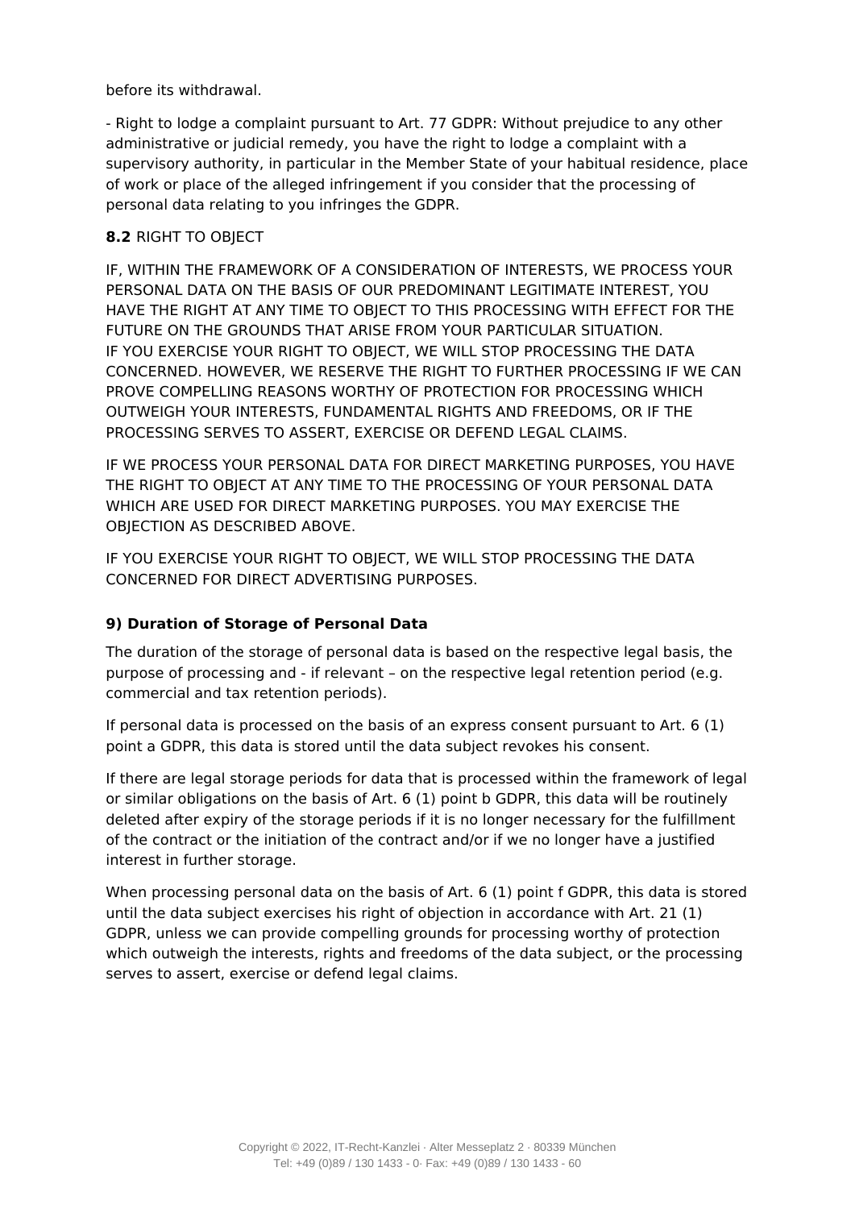before its withdrawal.

- Right to lodge a complaint pursuant to Art. 77 GDPR: Without prejudice to any other administrative or judicial remedy, you have the right to lodge a complaint with a supervisory authority, in particular in the Member State of your habitual residence, place of work or place of the alleged infringement if you consider that the processing of personal data relating to you infringes the GDPR.

**8.2** RIGHT TO OBJECT

IF, WITHIN THE FRAMEWORK OF A CONSIDERATION OF INTERESTS, WE PROCESS YOUR PERSONAL DATA ON THE BASIS OF OUR PREDOMINANT LEGITIMATE INTEREST, YOU HAVE THE RIGHT AT ANY TIME TO OBJECT TO THIS PROCESSING WITH EFFECT FOR THE FUTURE ON THE GROUNDS THAT ARISE FROM YOUR PARTICULAR SITUATION.
IF YOU EXERCISE YOUR RIGHT TO OBJECT, WE WILL STOP PROCESSING THE DATA CONCERNED. HOWEVER, WE RESERVE THE RIGHT TO FURTHER PROCESSING IF WE CAN PROVE COMPELLING REASONS WORTHY OF PROTECTION FOR PROCESSING WHICH OUTWEIGH YOUR INTERESTS, FUNDAMENTAL RIGHTS AND FREEDOMS, OR IF THE PROCESSING SERVES TO ASSERT, EXERCISE OR DEFEND LEGAL CLAIMS.

IF WE PROCESS YOUR PERSONAL DATA FOR DIRECT MARKETING PURPOSES, YOU HAVE THE RIGHT TO OBJECT AT ANY TIME TO THE PROCESSING OF YOUR PERSONAL DATA WHICH ARE USED FOR DIRECT MARKETING PURPOSES. YOU MAY EXERCISE THE OBJECTION AS DESCRIBED ABOVE.

IF YOU EXERCISE YOUR RIGHT TO OBJECT, WE WILL STOP PROCESSING THE DATA CONCERNED FOR DIRECT ADVERTISING PURPOSES.

## 9) Duration of Storage of Personal Data

The duration of the storage of personal data is based on the respective legal basis, the purpose of processing and - if relevant – on the respective legal retention period (e.g. commercial and tax retention periods).

If personal data is processed on the basis of an express consent pursuant to Art. 6 (1) point a GDPR, this data is stored until the data subject revokes his consent.

If there are legal storage periods for data that is processed within the framework of legal or similar obligations on the basis of Art. 6 (1) point b GDPR, this data will be routinely deleted after expiry of the storage periods if it is no longer necessary for the fulfillment of the contract or the initiation of the contract and/or if we no longer have a justified interest in further storage.

When processing personal data on the basis of Art. 6 (1) point f GDPR, this data is stored until the data subject exercises his right of objection in accordance with Art. 21 (1) GDPR, unless we can provide compelling grounds for processing worthy of protection which outweigh the interests, rights and freedoms of the data subject, or the processing serves to assert, exercise or defend legal claims.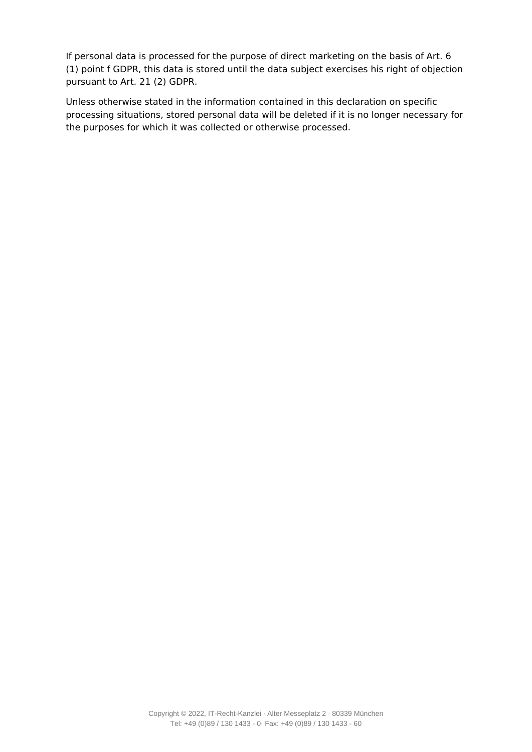If personal data is processed for the purpose of direct marketing on the basis of Art. 6 (1) point f GDPR, this data is stored until the data subject exercises his right of objection pursuant to Art. 21 (2) GDPR.

Unless otherwise stated in the information contained in this declaration on specific processing situations, stored personal data will be deleted if it is no longer necessary for the purposes for which it was collected or otherwise processed.